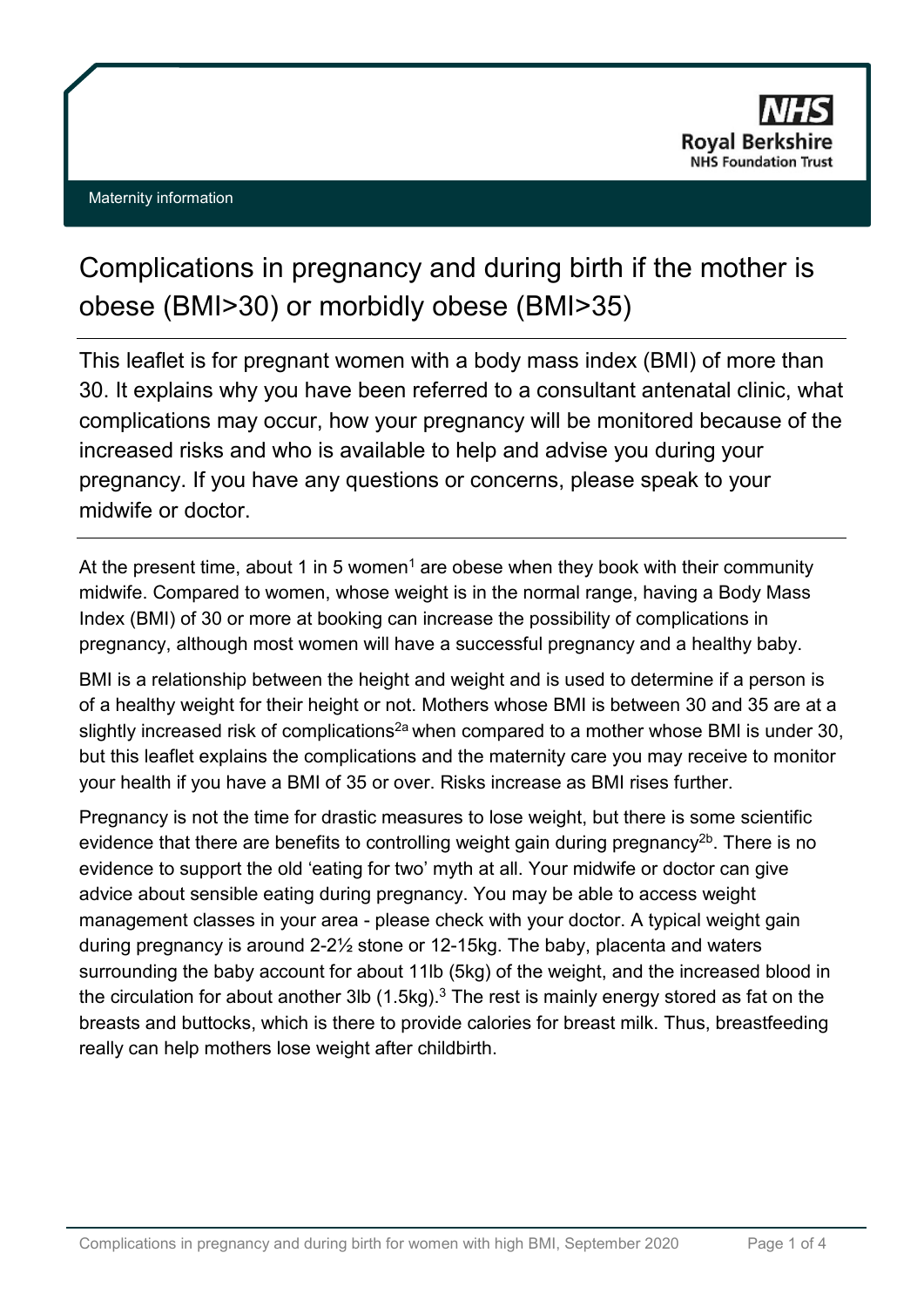Maternity information

# Complications in pregnancy and during birth if the mother is obese (BMI>30) or morbidly obese (BMI>35)

This leaflet is for pregnant women with a body mass index (BMI) of more than 30. It explains why you have been referred to a consultant antenatal clinic, what complications may occur, how your pregnancy will be monitored because of the increased risks and who is available to help and advise you during your pregnancy. If you have any questions or concerns, please speak to your midwife or doctor.

---

At the present time, about 1 in 5 women[1] are obese when they book with their community midwife. Compared to women, whose weight is in the normal range, having a Body Mass Index (BMI) of 30 or more at booking can increase the possibility of complications in pregnancy, although most women will have a successful pregnancy and a healthy baby.

BMI is a relationship between the height and weight and is used to determine if a person is of a healthy weight for their height or not. Mothers whose BMI is between 30 and 35 are at a slightly increased risk of complications[2a] when compared to a mother whose BMI is under 30, but this leaflet explains the complications and the maternity care you may receive to monitor your health if you have a BMI of 35 or over. Risks increase as BMI rises further.

Pregnancy is not the time for drastic measures to lose weight, but there is some scientific evidence that there are benefits to controlling weight gain during pregnancy[2b]. There is no evidence to support the old 'eating for two' myth at all. Your midwife or doctor can give advice about sensible eating during pregnancy. You may be able to access weight management classes in your area - please check with your doctor. A typical weight gain during pregnancy is around 2-2½ stone or 12-15kg. The baby, placenta and waters surrounding the baby account for about 11lb (5kg) of the weight, and the increased blood in the circulation for about another 3lb (1.5kg).[3] The rest is mainly energy stored as fat on the breasts and buttocks, which is there to provide calories for breast milk. Thus, breastfeeding really can help mothers lose weight after childbirth.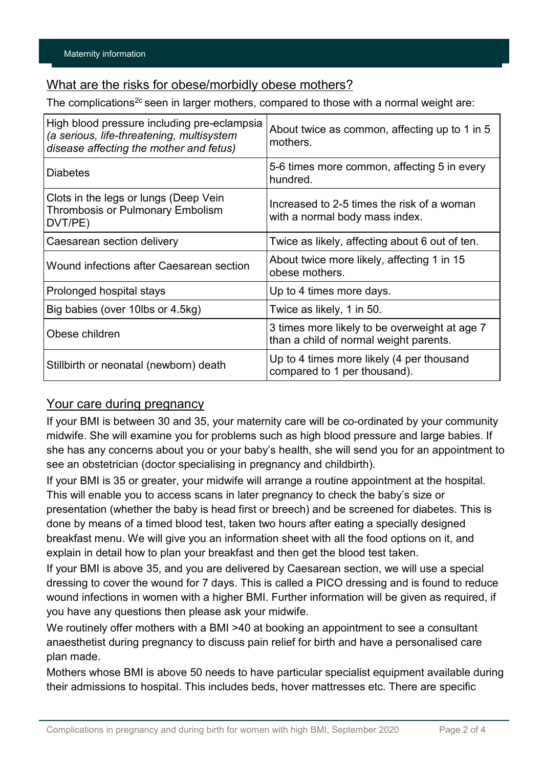## What are the risks for obese/morbidly obese mothers?

The complications[2c] seen in larger mothers, compared to those with a normal weight are:

| Complication | Risk |
|---|---|
| High blood pressure including pre-eclampsia *(a serious, life-threatening, multisystem disease affecting the mother and fetus)* | About twice as common, affecting up to 1 in 5 mothers. |
| Diabetes | 5-6 times more common, affecting 5 in every hundred. |
| Clots in the legs or lungs (Deep Vein Thrombosis or Pulmonary Embolism DVT/PE) | Increased to 2-5 times the risk of a woman with a normal body mass index. |
| Caesarean section delivery | Twice as likely, affecting about 6 out of ten. |
| Wound infections after Caesarean section | About twice more likely, affecting 1 in 15 obese mothers. |
| Prolonged hospital stays | Up to 4 times more days. |
| Big babies (over 10lbs or 4.5kg) | Twice as likely, 1 in 50. |
| Obese children | 3 times more likely to be overweight at age 7 than a child of normal weight parents. |
| Stillbirth or neonatal (newborn) death | Up to 4 times more likely (4 per thousand compared to 1 per thousand). |

## Your care during pregnancy

If your BMI is between 30 and 35, your maternity care will be co-ordinated by your community midwife. She will examine you for problems such as high blood pressure and large babies. If she has any concerns about you or your baby's health, she will send you for an appointment to see an obstetrician (doctor specialising in pregnancy and childbirth).

If your BMI is 35 or greater, your midwife will arrange a routine appointment at the hospital. This will enable you to access scans in later pregnancy to check the baby's size or presentation (whether the baby is head first or breech) and be screened for diabetes. This is done by means of a timed blood test, taken two hours after eating a specially designed breakfast menu. We will give you an information sheet with all the food options on it, and explain in detail how to plan your breakfast and then get the blood test taken.

If your BMI is above 35, and you are delivered by Caesarean section, we will use a special dressing to cover the wound for 7 days. This is called a PICO dressing and is found to reduce wound infections in women with a higher BMI. Further information will be given as required, if you have any questions then please ask your midwife.

We routinely offer mothers with a BMI >40 at booking an appointment to see a consultant anaesthetist during pregnancy to discuss pain relief for birth and have a personalised care plan made.

Mothers whose BMI is above 50 needs to have particular specialist equipment available during their admissions to hospital. This includes beds, hover mattresses etc. There are specific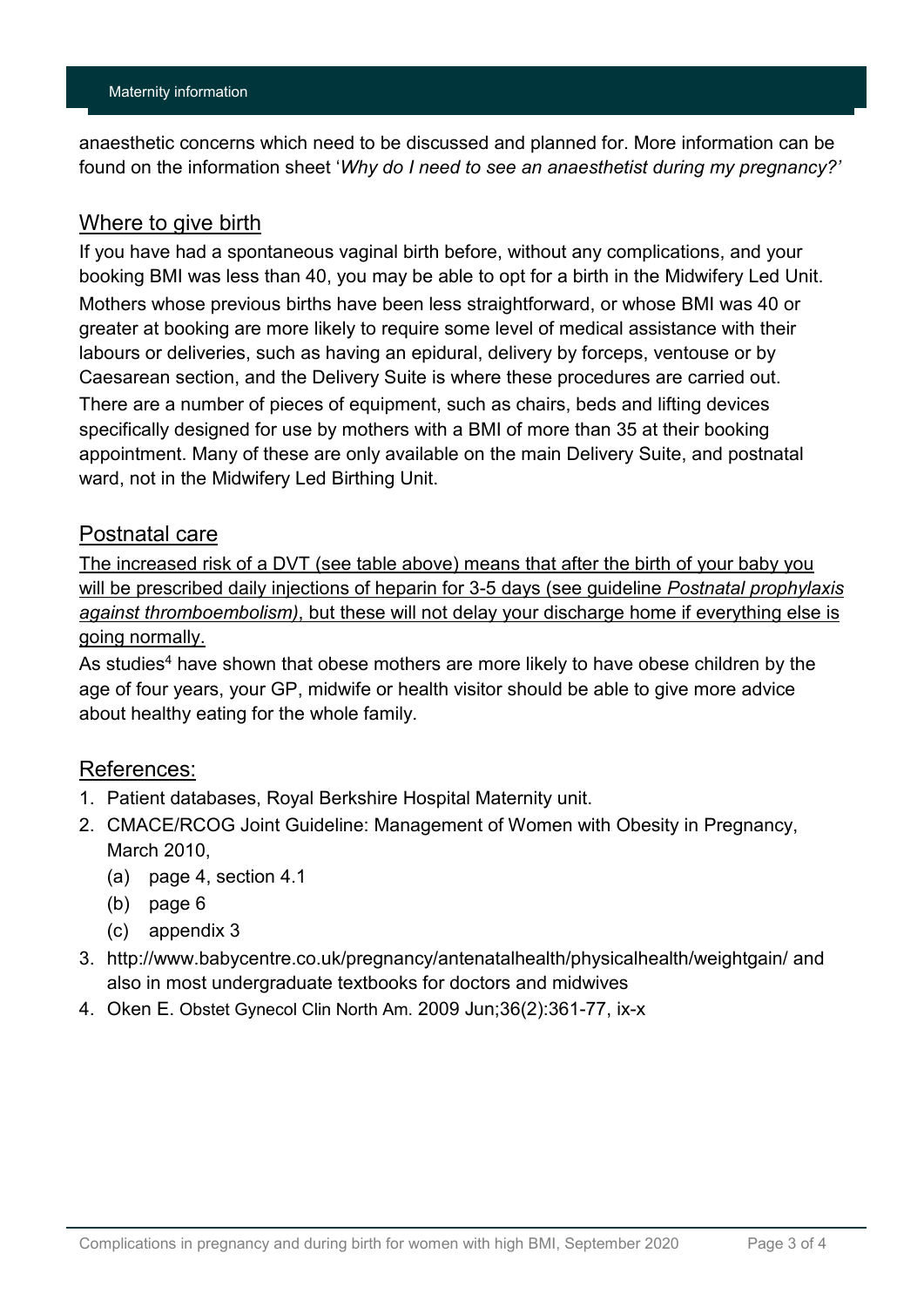anaesthetic concerns which need to be discussed and planned for. More information can be found on the information sheet '*Why do I need to see an anaesthetist during my pregnancy?'*

## Where to give birth

If you have had a spontaneous vaginal birth before, without any complications, and your booking BMI was less than 40, you may be able to opt for a birth in the Midwifery Led Unit. Mothers whose previous births have been less straightforward, or whose BMI was 40 or greater at booking are more likely to require some level of medical assistance with their labours or deliveries, such as having an epidural, delivery by forceps, ventouse or by Caesarean section, and the Delivery Suite is where these procedures are carried out. There are a number of pieces of equipment, such as chairs, beds and lifting devices specifically designed for use by mothers with a BMI of more than 35 at their booking appointment. Many of these are only available on the main Delivery Suite, and postnatal ward, not in the Midwifery Led Birthing Unit.

## Postnatal care

The increased risk of a DVT (see table above) means that after the birth of your baby you will be prescribed daily injections of heparin for 3-5 days (see guideline *Postnatal prophylaxis against thromboembolism)*, but these will not delay your discharge home if everything else is going normally.

As studies[4] have shown that obese mothers are more likely to have obese children by the age of four years, your GP, midwife or health visitor should be able to give more advice about healthy eating for the whole family.

## References:

1. Patient databases, Royal Berkshire Hospital Maternity unit.
2. CMACE/RCOG Joint Guideline: Management of Women with Obesity in Pregnancy, March 2010,
   - (a) page 4, section 4.1
   - (b) page 6
   - (c) appendix 3
3. http://www.babycentre.co.uk/pregnancy/antenatalhealth/physicalhealth/weightgain/ and also in most undergraduate textbooks for doctors and midwives
4. Oken E. Obstet Gynecol Clin North Am. 2009 Jun;36(2):361-77, ix-x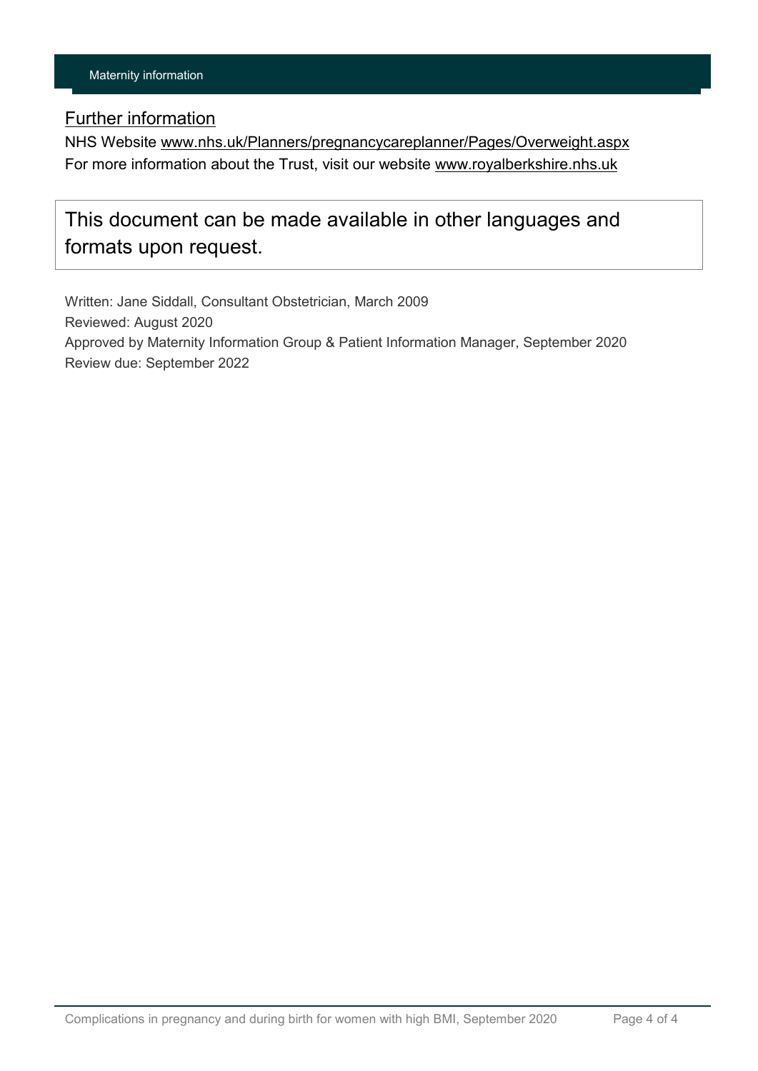## Further information

NHS Website www.nhs.uk/Planners/pregnancycareplanner/Pages/Overweight.aspx
For more information about the Trust, visit our website www.royalberkshire.nhs.uk

This document can be made available in other languages and formats upon request.

Written: Jane Siddall, Consultant Obstetrician, March 2009
Reviewed: August 2020
Approved by Maternity Information Group & Patient Information Manager, September 2020
Review due: September 2022